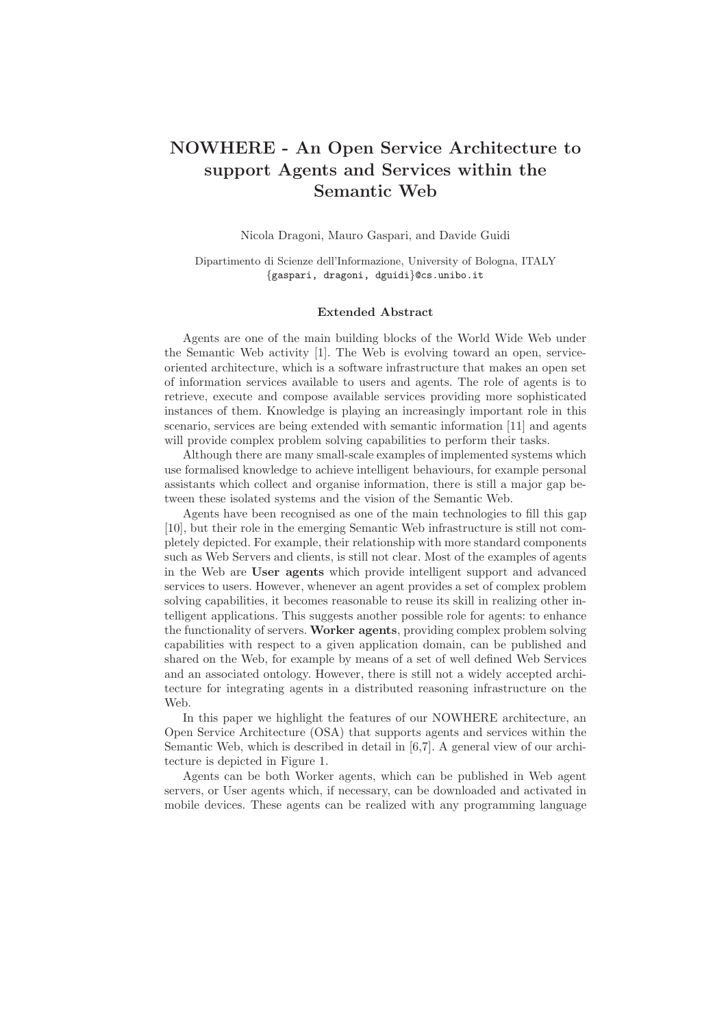# NOWHERE - An Open Service Architecture to support Agents and Services within the Semantic Web

Nicola Dragoni, Mauro Gaspari, and Davide Guidi

Dipartimento di Scienze dell'Informazione, University of Bologna, ITALY
{gaspari, dragoni, dguidi}@cs.unibo.it

### Extended Abstract

Agents are one of the main building blocks of the World Wide Web under the Semantic Web activity [1]. The Web is evolving toward an open, service-oriented architecture, which is a software infrastructure that makes an open set of information services available to users and agents. The role of agents is to retrieve, execute and compose available services providing more sophisticated instances of them. Knowledge is playing an increasingly important role in this scenario, services are being extended with semantic information [11] and agents will provide complex problem solving capabilities to perform their tasks.

Although there are many small-scale examples of implemented systems which use formalised knowledge to achieve intelligent behaviours, for example personal assistants which collect and organise information, there is still a major gap between these isolated systems and the vision of the Semantic Web.

Agents have been recognised as one of the main technologies to fill this gap [10], but their role in the emerging Semantic Web infrastructure is still not completely depicted. For example, their relationship with more standard components such as Web Servers and clients, is still not clear. Most of the examples of agents in the Web are **User agents** which provide intelligent support and advanced services to users. However, whenever an agent provides a set of complex problem solving capabilities, it becomes reasonable to reuse its skill in realizing other intelligent applications. This suggests another possible role for agents: to enhance the functionality of servers. **Worker agents**, providing complex problem solving capabilities with respect to a given application domain, can be published and shared on the Web, for example by means of a set of well defined Web Services and an associated ontology. However, there is still not a widely accepted architecture for integrating agents in a distributed reasoning infrastructure on the Web.

In this paper we highlight the features of our NOWHERE architecture, an Open Service Architecture (OSA) that supports agents and services within the Semantic Web, which is described in detail in [6,7]. A general view of our architecture is depicted in Figure 1.

Agents can be both Worker agents, which can be published in Web agent servers, or User agents which, if necessary, can be downloaded and activated in mobile devices. These agents can be realized with any programming language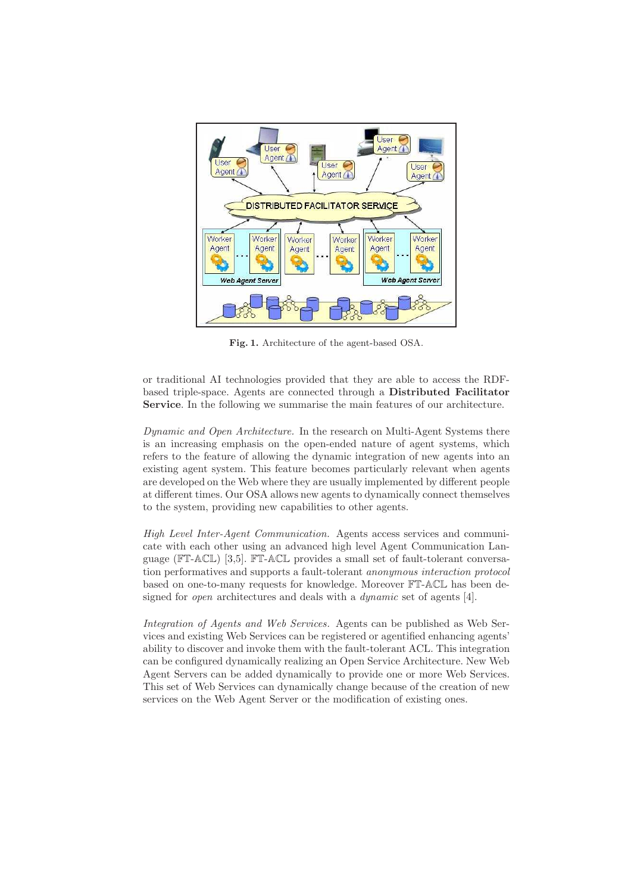Fig. 1. Architecture of the agent-based OSA.

or traditional AI technologies provided that they are able to access the RDF-based triple-space. Agents are connected through a **Distributed Facilitator Service**. In the following we summarise the main features of our architecture.

*Dynamic and Open Architecture.* In the research on Multi-Agent Systems there is an increasing emphasis on the open-ended nature of agent systems, which refers to the feature of allowing the dynamic integration of new agents into an existing agent system. This feature becomes particularly relevant when agents are developed on the Web where they are usually implemented by different people at different times. Our OSA allows new agents to dynamically connect themselves to the system, providing new capabilities to other agents.

*High Level Inter-Agent Communication.* Agents access services and communicate with each other using an advanced high level Agent Communication Language ($\mathbb{FT}$-$\mathbb{ACL}$) [3,5]. $\mathbb{FT}$-$\mathbb{ACL}$ provides a small set of fault-tolerant conversation performatives and supports a fault-tolerant *anonymous interaction protocol* based on one-to-many requests for knowledge. Moreover $\mathbb{FT}$-$\mathbb{ACL}$ has been designed for *open* architectures and deals with a *dynamic* set of agents [4].

*Integration of Agents and Web Services.* Agents can be published as Web Services and existing Web Services can be registered or agentified enhancing agents' ability to discover and invoke them with the fault-tolerant ACL. This integration can be configured dynamically realizing an Open Service Architecture. New Web Agent Servers can be added dynamically to provide one or more Web Services. This set of Web Services can dynamically change because of the creation of new services on the Web Agent Server or the modification of existing ones.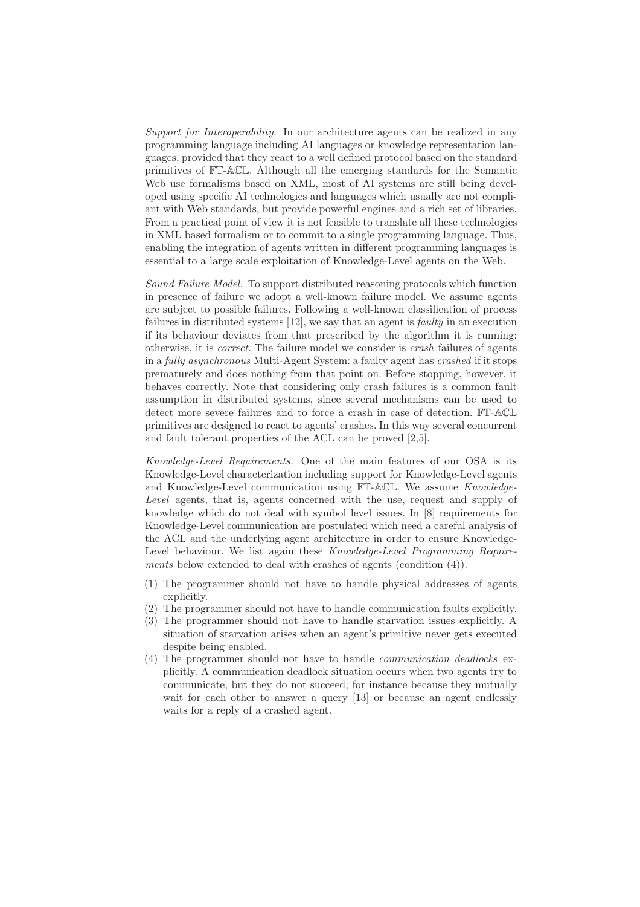*Support for Interoperability.* In our architecture agents can be realized in any programming language including AI languages or knowledge representation languages, provided that they react to a well defined protocol based on the standard primitives of $\mathbb{FT}$-$\mathbb{ACL}$. Although all the emerging standards for the Semantic Web use formalisms based on XML, most of AI systems are still being developed using specific AI technologies and languages which usually are not compliant with Web standards, but provide powerful engines and a rich set of libraries. From a practical point of view it is not feasible to translate all these technologies in XML based formalism or to commit to a single programming language. Thus, enabling the integration of agents written in different programming languages is essential to a large scale exploitation of Knowledge-Level agents on the Web.

*Sound Failure Model.* To support distributed reasoning protocols which function in presence of failure we adopt a well-known failure model. We assume agents are subject to possible failures. Following a well-known classification of process failures in distributed systems [12], we say that an agent is *faulty* in an execution if its behaviour deviates from that prescribed by the algorithm it is running; otherwise, it is *correct*. The failure model we consider is *crash* failures of agents in a *fully asynchronous* Multi-Agent System: a faulty agent has *crashed* if it stops prematurely and does nothing from that point on. Before stopping, however, it behaves correctly. Note that considering only crash failures is a common fault assumption in distributed systems, since several mechanisms can be used to detect more severe failures and to force a crash in case of detection. $\mathbb{FT}$-$\mathbb{ACL}$ primitives are designed to react to agents' crashes. In this way several concurrent and fault tolerant properties of the ACL can be proved [2,5].

*Knowledge-Level Requirements.* One of the main features of our OSA is its Knowledge-Level characterization including support for Knowledge-Level agents and Knowledge-Level communication using $\mathbb{FT}$-$\mathbb{ACL}$. We assume *Knowledge-Level* agents, that is, agents concerned with the use, request and supply of knowledge which do not deal with symbol level issues. In [8] requirements for Knowledge-Level communication are postulated which need a careful analysis of the ACL and the underlying agent architecture in order to ensure Knowledge-Level behaviour. We list again these *Knowledge-Level Programming Requirements* below extended to deal with crashes of agents (condition (4)).

(1) The programmer should not have to handle physical addresses of agents explicitly.
(2) The programmer should not have to handle communication faults explicitly.
(3) The programmer should not have to handle starvation issues explicitly. A situation of starvation arises when an agent's primitive never gets executed despite being enabled.
(4) The programmer should not have to handle *communication deadlocks* explicitly. A communication deadlock situation occurs when two agents try to communicate, but they do not succeed; for instance because they mutually wait for each other to answer a query [13] or because an agent endlessly waits for a reply of a crashed agent.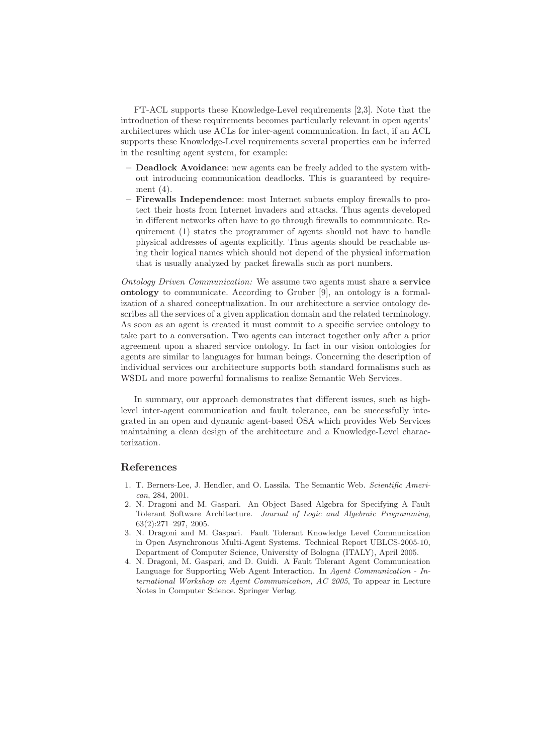FT-ACL supports these Knowledge-Level requirements [2,3]. Note that the introduction of these requirements becomes particularly relevant in open agents' architectures which use ACLs for inter-agent communication. In fact, if an ACL supports these Knowledge-Level requirements several properties can be inferred in the resulting agent system, for example:

- **Deadlock Avoidance**: new agents can be freely added to the system without introducing communication deadlocks. This is guaranteed by requirement (4).
- **Firewalls Independence**: most Internet subnets employ firewalls to protect their hosts from Internet invaders and attacks. Thus agents developed in different networks often have to go through firewalls to communicate. Requirement (1) states the programmer of agents should not have to handle physical addresses of agents explicitly. Thus agents should be reachable using their logical names which should not depend of the physical information that is usually analyzed by packet firewalls such as port numbers.

*Ontology Driven Communication:* We assume two agents must share a **service ontology** to communicate. According to Gruber [9], an ontology is a formalization of a shared conceptualization. In our architecture a service ontology describes all the services of a given application domain and the related terminology. As soon as an agent is created it must commit to a specific service ontology to take part to a conversation. Two agents can interact together only after a prior agreement upon a shared service ontology. In fact in our vision ontologies for agents are similar to languages for human beings. Concerning the description of individual services our architecture supports both standard formalisms such as WSDL and more powerful formalisms to realize Semantic Web Services.

In summary, our approach demonstrates that different issues, such as high-level inter-agent communication and fault tolerance, can be successfully integrated in an open and dynamic agent-based OSA which provides Web Services maintaining a clean design of the architecture and a Knowledge-Level characterization.

## References

1. T. Berners-Lee, J. Hendler, and O. Lassila. The Semantic Web. *Scientific American*, 284, 2001.
2. N. Dragoni and M. Gaspari. An Object Based Algebra for Specifying A Fault Tolerant Software Architecture. *Journal of Logic and Algebraic Programming*, 63(2):271–297, 2005.
3. N. Dragoni and M. Gaspari. Fault Tolerant Knowledge Level Communication in Open Asynchronous Multi-Agent Systems. Technical Report UBLCS-2005-10, Department of Computer Science, University of Bologna (ITALY), April 2005.
4. N. Dragoni, M. Gaspari, and D. Guidi. A Fault Tolerant Agent Communication Language for Supporting Web Agent Interaction. In *Agent Communication - International Workshop on Agent Communication, AC 2005*, To appear in Lecture Notes in Computer Science. Springer Verlag.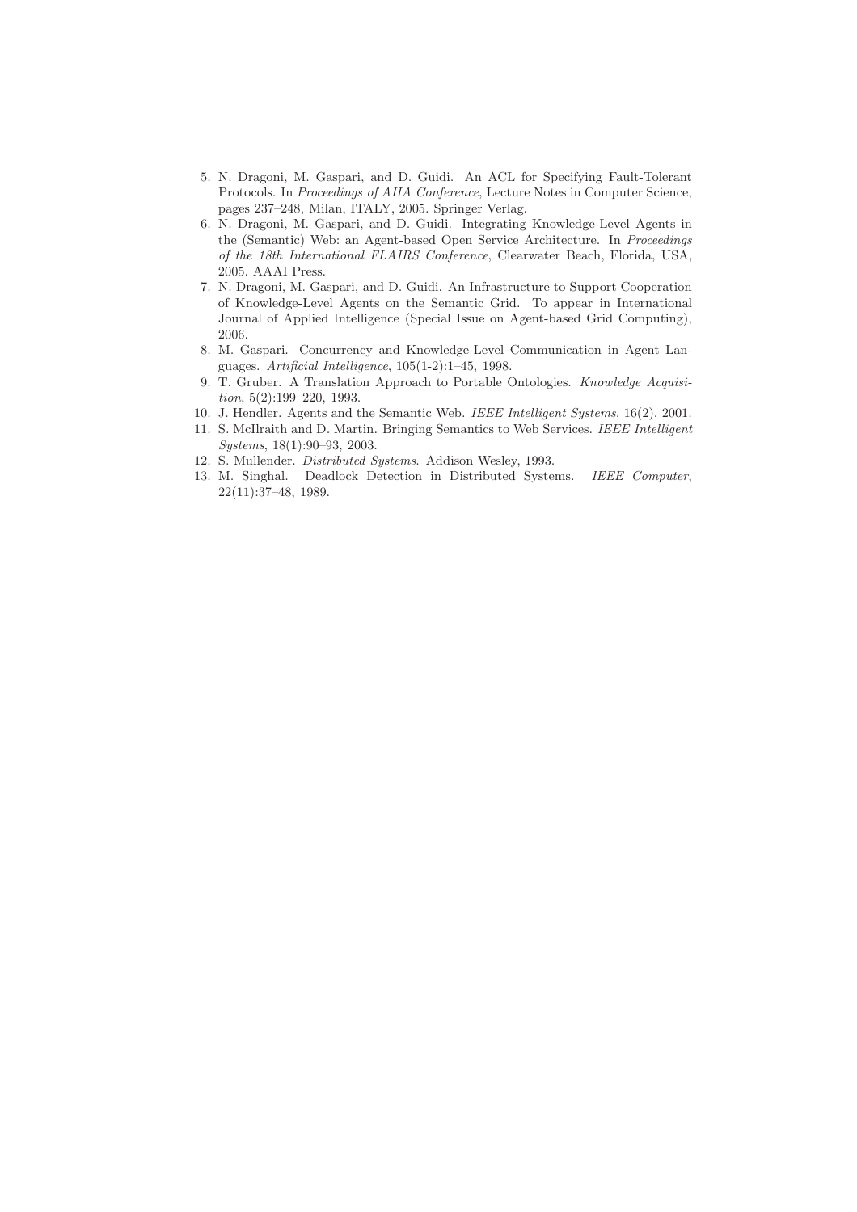5. N. Dragoni, M. Gaspari, and D. Guidi. An ACL for Specifying Fault-Tolerant Protocols. In *Proceedings of AIIA Conference*, Lecture Notes in Computer Science, pages 237–248, Milan, ITALY, 2005. Springer Verlag.
6. N. Dragoni, M. Gaspari, and D. Guidi. Integrating Knowledge-Level Agents in the (Semantic) Web: an Agent-based Open Service Architecture. In *Proceedings of the 18th International FLAIRS Conference*, Clearwater Beach, Florida, USA, 2005. AAAI Press.
7. N. Dragoni, M. Gaspari, and D. Guidi. An Infrastructure to Support Cooperation of Knowledge-Level Agents on the Semantic Grid. To appear in International Journal of Applied Intelligence (Special Issue on Agent-based Grid Computing), 2006.
8. M. Gaspari. Concurrency and Knowledge-Level Communication in Agent Languages. *Artificial Intelligence*, 105(1-2):1–45, 1998.
9. T. Gruber. A Translation Approach to Portable Ontologies. *Knowledge Acquisition*, 5(2):199–220, 1993.
10. J. Hendler. Agents and the Semantic Web. *IEEE Intelligent Systems*, 16(2), 2001.
11. S. McIlraith and D. Martin. Bringing Semantics to Web Services. *IEEE Intelligent Systems*, 18(1):90–93, 2003.
12. S. Mullender. *Distributed Systems*. Addison Wesley, 1993.
13. M. Singhal. Deadlock Detection in Distributed Systems. *IEEE Computer*, 22(11):37–48, 1989.